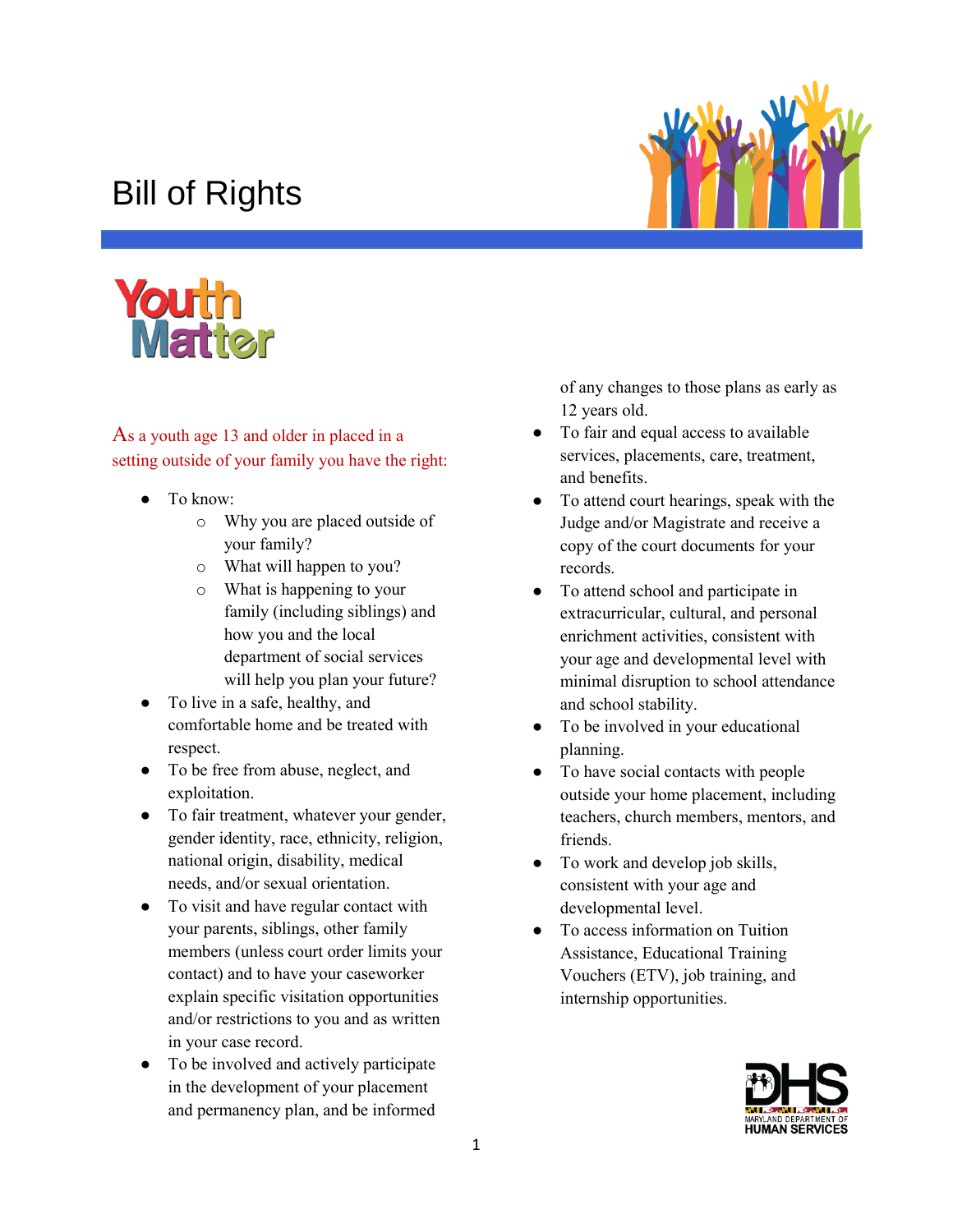# Bill of Rights

**Youth Matter**

As a youth age 13 and older in placed in a setting outside of your family you have the right:

- To know:
  - Why you are placed outside of your family?
  - What will happen to you?
  - What is happening to your family (including siblings) and how you and the local department of social services will help you plan your future?
- To live in a safe, healthy, and comfortable home and be treated with respect.
- To be free from abuse, neglect, and exploitation.
- To fair treatment, whatever your gender, gender identity, race, ethnicity, religion, national origin, disability, medical needs, and/or sexual orientation.
- To visit and have regular contact with your parents, siblings, other family members (unless court order limits your contact) and to have your caseworker explain specific visitation opportunities and/or restrictions to you and as written in your case record.
- To be involved and actively participate in the development of your placement and permanency plan, and be informed of any changes to those plans as early as 12 years old.
- To fair and equal access to available services, placements, care, treatment, and benefits.
- To attend court hearings, speak with the Judge and/or Magistrate and receive a copy of the court documents for your records.
- To attend school and participate in extracurricular, cultural, and personal enrichment activities, consistent with your age and developmental level with minimal disruption to school attendance and school stability.
- To be involved in your educational planning.
- To have social contacts with people outside your home placement, including teachers, church members, mentors, and friends.
- To work and develop job skills, consistent with your age and developmental level.
- To access information on Tuition Assistance, Educational Training Vouchers (ETV), job training, and internship opportunities.

DHS MARYLAND DEPARTMENT OF HUMAN SERVICES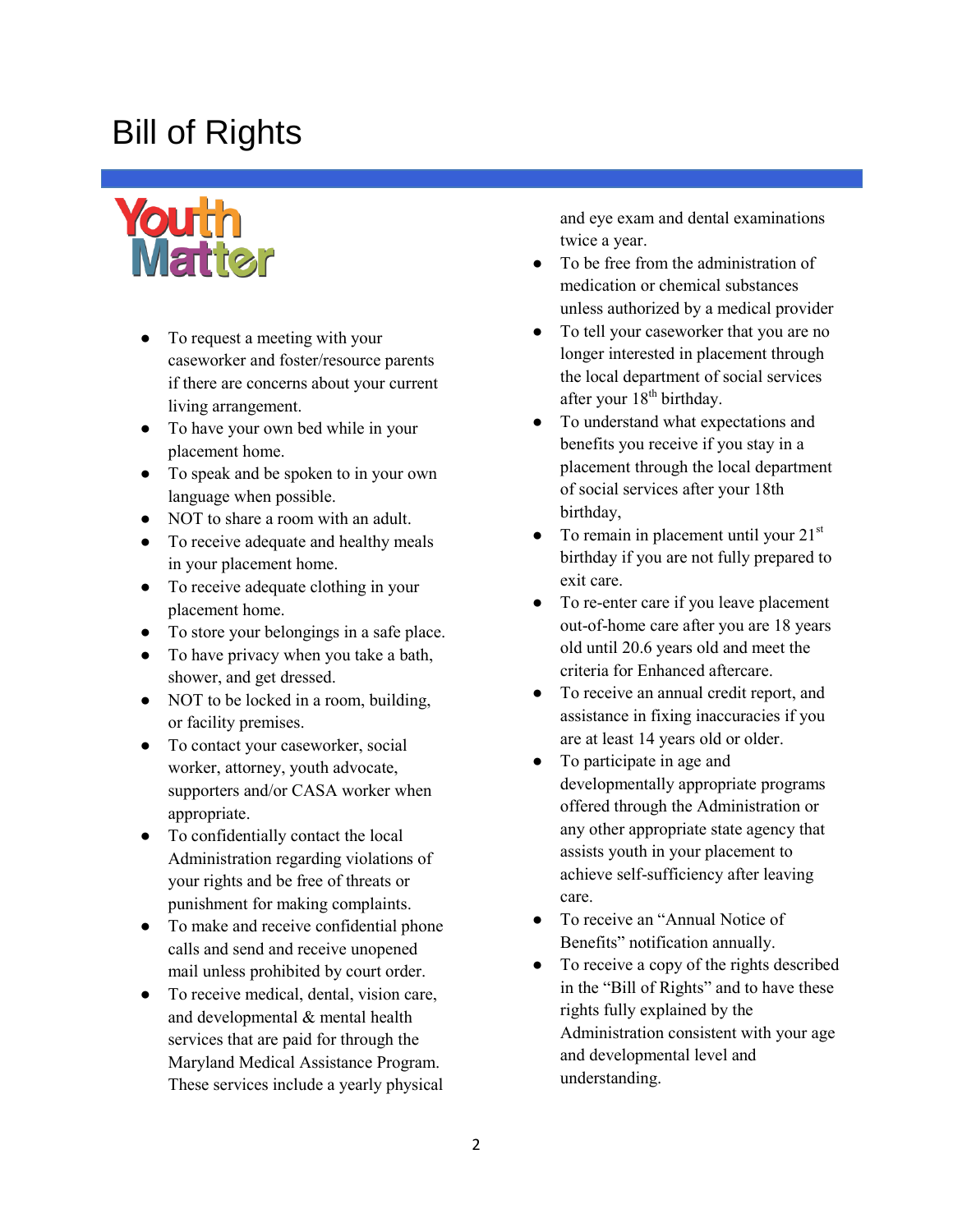# Bill of Rights

Youth Matter

- To request a meeting with your caseworker and foster/resource parents if there are concerns about your current living arrangement.
- To have your own bed while in your placement home.
- To speak and be spoken to in your own language when possible.
- NOT to share a room with an adult.
- To receive adequate and healthy meals in your placement home.
- To receive adequate clothing in your placement home.
- To store your belongings in a safe place.
- To have privacy when you take a bath, shower, and get dressed.
- NOT to be locked in a room, building, or facility premises.
- To contact your caseworker, social worker, attorney, youth advocate, supporters and/or CASA worker when appropriate.
- To confidentially contact the local Administration regarding violations of your rights and be free of threats or punishment for making complaints.
- To make and receive confidential phone calls and send and receive unopened mail unless prohibited by court order.
- To receive medical, dental, vision care, and developmental & mental health services that are paid for through the Maryland Medical Assistance Program. These services include a yearly physical and eye exam and dental examinations twice a year.
- To be free from the administration of medication or chemical substances unless authorized by a medical provider
- To tell your caseworker that you are no longer interested in placement through the local department of social services after your 18th birthday.
- To understand what expectations and benefits you receive if you stay in a placement through the local department of social services after your 18th birthday,
- To remain in placement until your 21st birthday if you are not fully prepared to exit care.
- To re-enter care if you leave placement out-of-home care after you are 18 years old until 20.6 years old and meet the criteria for Enhanced aftercare.
- To receive an annual credit report, and assistance in fixing inaccuracies if you are at least 14 years old or older.
- To participate in age and developmentally appropriate programs offered through the Administration or any other appropriate state agency that assists youth in your placement to achieve self-sufficiency after leaving care.
- To receive an "Annual Notice of Benefits" notification annually.
- To receive a copy of the rights described in the "Bill of Rights" and to have these rights fully explained by the Administration consistent with your age and developmental level and understanding.